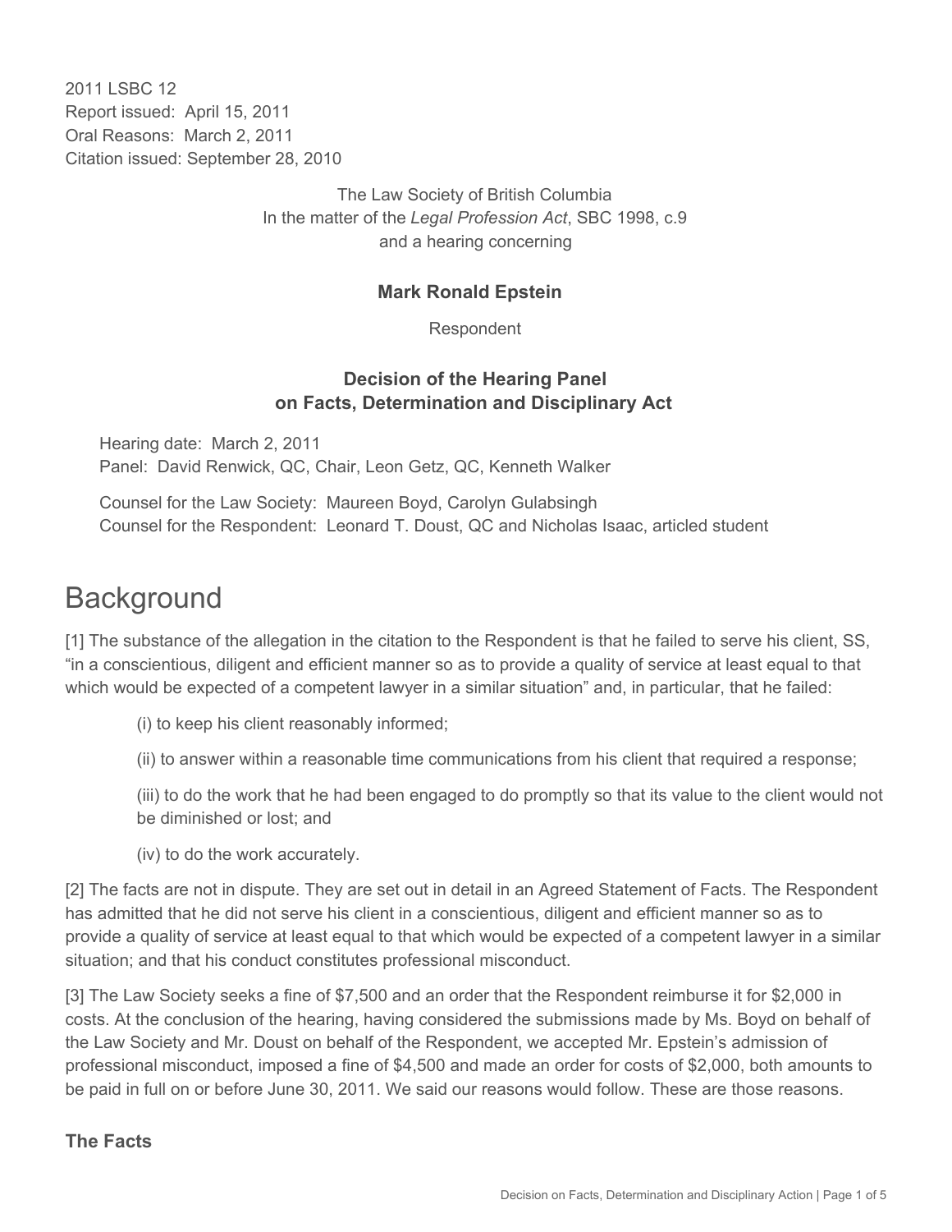2011 LSBC 12
Report issued: April 15, 2011
Oral Reasons: March 2, 2011
Citation issued: September 28, 2010

The Law Society of British Columbia
In the matter of the *Legal Profession Act*, SBC 1998, c.9
and a hearing concerning

**Mark Ronald Epstein**

Respondent

**Decision of the Hearing Panel**
**on Facts, Determination and Disciplinary Act**

Hearing date: March 2, 2011
Panel: David Renwick, QC, Chair, Leon Getz, QC, Kenneth Walker

Counsel for the Law Society: Maureen Boyd, Carolyn Gulabsingh
Counsel for the Respondent: Leonard T. Doust, QC and Nicholas Isaac, articled student

# Background

[1] The substance of the allegation in the citation to the Respondent is that he failed to serve his client, SS, "in a conscientious, diligent and efficient manner so as to provide a quality of service at least equal to that which would be expected of a competent lawyer in a similar situation" and, in particular, that he failed:

(i) to keep his client reasonably informed;

(ii) to answer within a reasonable time communications from his client that required a response;

(iii) to do the work that he had been engaged to do promptly so that its value to the client would not be diminished or lost; and

(iv) to do the work accurately.

[2] The facts are not in dispute. They are set out in detail in an Agreed Statement of Facts. The Respondent has admitted that he did not serve his client in a conscientious, diligent and efficient manner so as to provide a quality of service at least equal to that which would be expected of a competent lawyer in a similar situation; and that his conduct constitutes professional misconduct.

[3] The Law Society seeks a fine of $7,500 and an order that the Respondent reimburse it for $2,000 in costs. At the conclusion of the hearing, having considered the submissions made by Ms. Boyd on behalf of the Law Society and Mr. Doust on behalf of the Respondent, we accepted Mr. Epstein's admission of professional misconduct, imposed a fine of $4,500 and made an order for costs of $2,000, both amounts to be paid in full on or before June 30, 2011. We said our reasons would follow. These are those reasons.

### The Facts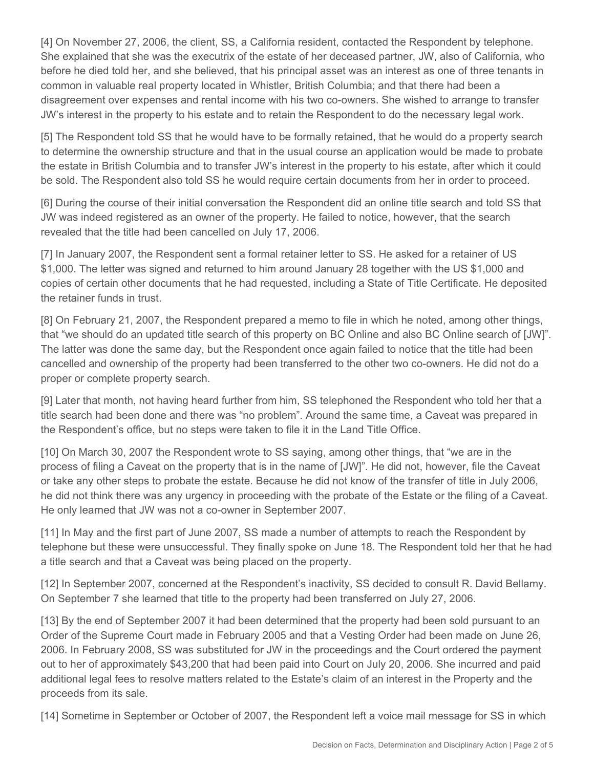[4] On November 27, 2006, the client, SS, a California resident, contacted the Respondent by telephone. She explained that she was the executrix of the estate of her deceased partner, JW, also of California, who before he died told her, and she believed, that his principal asset was an interest as one of three tenants in common in valuable real property located in Whistler, British Columbia; and that there had been a disagreement over expenses and rental income with his two co-owners. She wished to arrange to transfer JW's interest in the property to his estate and to retain the Respondent to do the necessary legal work.

[5] The Respondent told SS that he would have to be formally retained, that he would do a property search to determine the ownership structure and that in the usual course an application would be made to probate the estate in British Columbia and to transfer JW's interest in the property to his estate, after which it could be sold. The Respondent also told SS he would require certain documents from her in order to proceed.

[6] During the course of their initial conversation the Respondent did an online title search and told SS that JW was indeed registered as an owner of the property. He failed to notice, however, that the search revealed that the title had been cancelled on July 17, 2006.

[7] In January 2007, the Respondent sent a formal retainer letter to SS. He asked for a retainer of US $1,000. The letter was signed and returned to him around January 28 together with the US $1,000 and copies of certain other documents that he had requested, including a State of Title Certificate. He deposited the retainer funds in trust.

[8] On February 21, 2007, the Respondent prepared a memo to file in which he noted, among other things, that "we should do an updated title search of this property on BC Online and also BC Online search of [JW]". The latter was done the same day, but the Respondent once again failed to notice that the title had been cancelled and ownership of the property had been transferred to the other two co-owners. He did not do a proper or complete property search.

[9] Later that month, not having heard further from him, SS telephoned the Respondent who told her that a title search had been done and there was "no problem". Around the same time, a Caveat was prepared in the Respondent's office, but no steps were taken to file it in the Land Title Office.

[10] On March 30, 2007 the Respondent wrote to SS saying, among other things, that "we are in the process of filing a Caveat on the property that is in the name of [JW]". He did not, however, file the Caveat or take any other steps to probate the estate. Because he did not know of the transfer of title in July 2006, he did not think there was any urgency in proceeding with the probate of the Estate or the filing of a Caveat. He only learned that JW was not a co-owner in September 2007.

[11] In May and the first part of June 2007, SS made a number of attempts to reach the Respondent by telephone but these were unsuccessful. They finally spoke on June 18. The Respondent told her that he had a title search and that a Caveat was being placed on the property.

[12] In September 2007, concerned at the Respondent's inactivity, SS decided to consult R. David Bellamy. On September 7 she learned that title to the property had been transferred on July 27, 2006.

[13] By the end of September 2007 it had been determined that the property had been sold pursuant to an Order of the Supreme Court made in February 2005 and that a Vesting Order had been made on June 26, 2006. In February 2008, SS was substituted for JW in the proceedings and the Court ordered the payment out to her of approximately $43,200 that had been paid into Court on July 20, 2006. She incurred and paid additional legal fees to resolve matters related to the Estate's claim of an interest in the Property and the proceeds from its sale.

[14] Sometime in September or October of 2007, the Respondent left a voice mail message for SS in which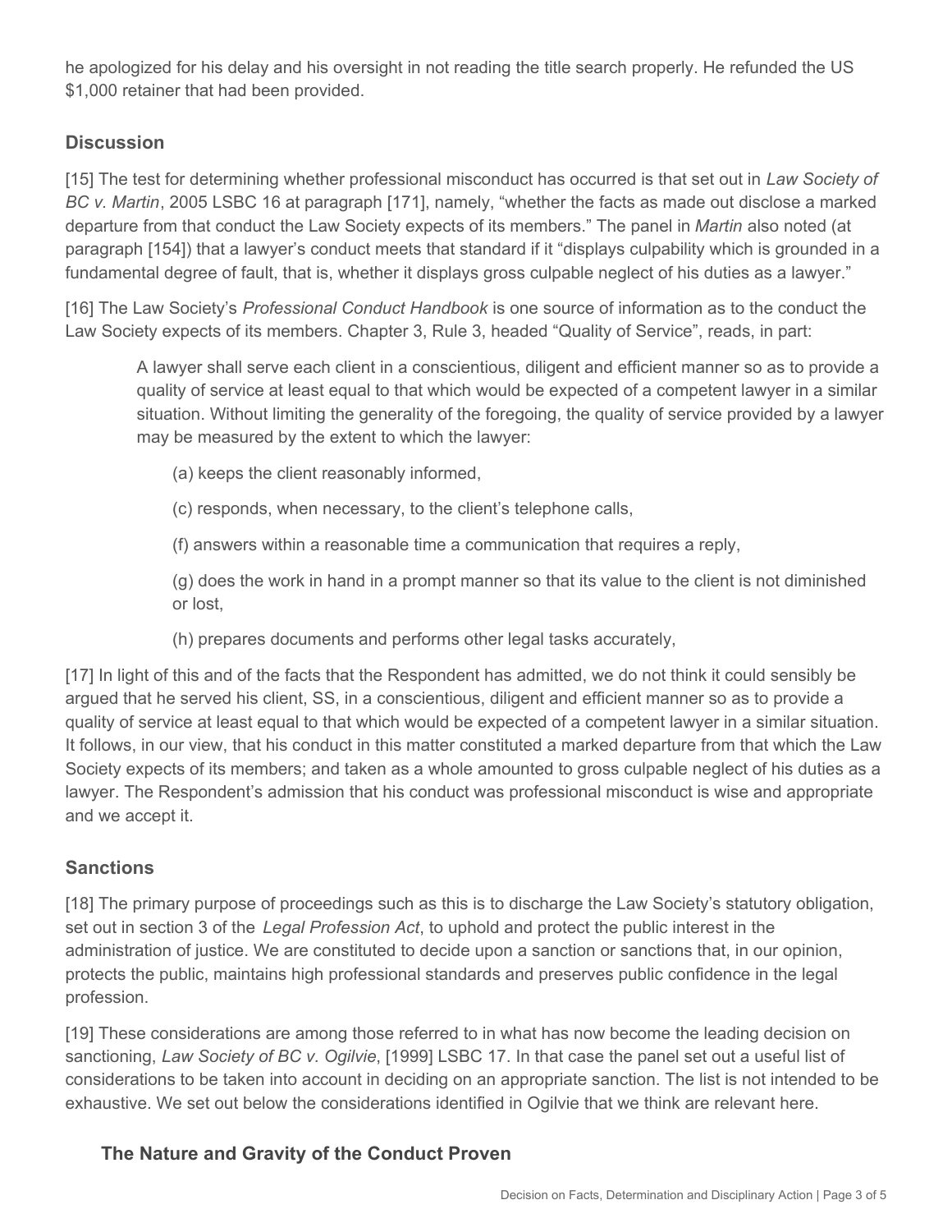he apologized for his delay and his oversight in not reading the title search properly. He refunded the US $1,000 retainer that had been provided.

## Discussion

[15] The test for determining whether professional misconduct has occurred is that set out in *Law Society of BC v. Martin*, 2005 LSBC 16 at paragraph [171], namely, "whether the facts as made out disclose a marked departure from that conduct the Law Society expects of its members." The panel in *Martin* also noted (at paragraph [154]) that a lawyer's conduct meets that standard if it "displays culpability which is grounded in a fundamental degree of fault, that is, whether it displays gross culpable neglect of his duties as a lawyer."

[16] The Law Society's *Professional Conduct Handbook* is one source of information as to the conduct the Law Society expects of its members. Chapter 3, Rule 3, headed "Quality of Service", reads, in part:

> A lawyer shall serve each client in a conscientious, diligent and efficient manner so as to provide a quality of service at least equal to that which would be expected of a competent lawyer in a similar situation. Without limiting the generality of the foregoing, the quality of service provided by a lawyer may be measured by the extent to which the lawyer:
>
> (a) keeps the client reasonably informed,
>
> (c) responds, when necessary, to the client's telephone calls,
>
> (f) answers within a reasonable time a communication that requires a reply,
>
> (g) does the work in hand in a prompt manner so that its value to the client is not diminished or lost,
>
> (h) prepares documents and performs other legal tasks accurately,

[17] In light of this and of the facts that the Respondent has admitted, we do not think it could sensibly be argued that he served his client, SS, in a conscientious, diligent and efficient manner so as to provide a quality of service at least equal to that which would be expected of a competent lawyer in a similar situation. It follows, in our view, that his conduct in this matter constituted a marked departure from that which the Law Society expects of its members; and taken as a whole amounted to gross culpable neglect of his duties as a lawyer. The Respondent's admission that his conduct was professional misconduct is wise and appropriate and we accept it.

## Sanctions

[18] The primary purpose of proceedings such as this is to discharge the Law Society's statutory obligation, set out in section 3 of the *Legal Profession Act*, to uphold and protect the public interest in the administration of justice. We are constituted to decide upon a sanction or sanctions that, in our opinion, protects the public, maintains high professional standards and preserves public confidence in the legal profession.

[19] These considerations are among those referred to in what has now become the leading decision on sanctioning, *Law Society of BC v. Ogilvie*, [1999] LSBC 17. In that case the panel set out a useful list of considerations to be taken into account in deciding on an appropriate sanction. The list is not intended to be exhaustive. We set out below the considerations identified in Ogilvie that we think are relevant here.

### The Nature and Gravity of the Conduct Proven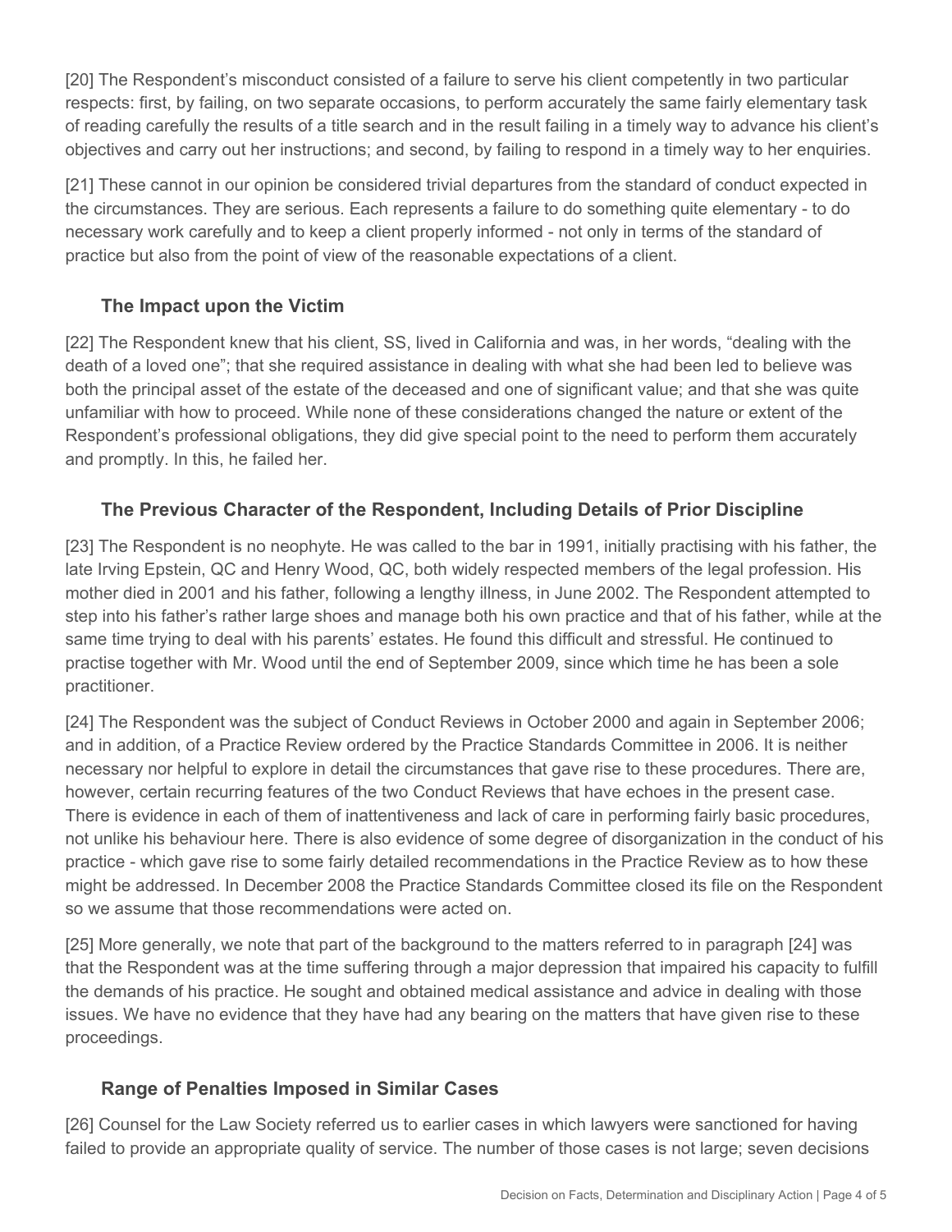[20] The Respondent's misconduct consisted of a failure to serve his client competently in two particular respects: first, by failing, on two separate occasions, to perform accurately the same fairly elementary task of reading carefully the results of a title search and in the result failing in a timely way to advance his client's objectives and carry out her instructions; and second, by failing to respond in a timely way to her enquiries.

[21] These cannot in our opinion be considered trivial departures from the standard of conduct expected in the circumstances. They are serious. Each represents a failure to do something quite elementary - to do necessary work carefully and to keep a client properly informed - not only in terms of the standard of practice but also from the point of view of the reasonable expectations of a client.

### The Impact upon the Victim

[22] The Respondent knew that his client, SS, lived in California and was, in her words, "dealing with the death of a loved one"; that she required assistance in dealing with what she had been led to believe was both the principal asset of the estate of the deceased and one of significant value; and that she was quite unfamiliar with how to proceed. While none of these considerations changed the nature or extent of the Respondent's professional obligations, they did give special point to the need to perform them accurately and promptly. In this, he failed her.

### The Previous Character of the Respondent, Including Details of Prior Discipline

[23] The Respondent is no neophyte. He was called to the bar in 1991, initially practising with his father, the late Irving Epstein, QC and Henry Wood, QC, both widely respected members of the legal profession. His mother died in 2001 and his father, following a lengthy illness, in June 2002. The Respondent attempted to step into his father's rather large shoes and manage both his own practice and that of his father, while at the same time trying to deal with his parents' estates. He found this difficult and stressful. He continued to practise together with Mr. Wood until the end of September 2009, since which time he has been a sole practitioner.

[24] The Respondent was the subject of Conduct Reviews in October 2000 and again in September 2006; and in addition, of a Practice Review ordered by the Practice Standards Committee in 2006. It is neither necessary nor helpful to explore in detail the circumstances that gave rise to these procedures. There are, however, certain recurring features of the two Conduct Reviews that have echoes in the present case. There is evidence in each of them of inattentiveness and lack of care in performing fairly basic procedures, not unlike his behaviour here. There is also evidence of some degree of disorganization in the conduct of his practice - which gave rise to some fairly detailed recommendations in the Practice Review as to how these might be addressed. In December 2008 the Practice Standards Committee closed its file on the Respondent so we assume that those recommendations were acted on.

[25] More generally, we note that part of the background to the matters referred to in paragraph [24] was that the Respondent was at the time suffering through a major depression that impaired his capacity to fulfill the demands of his practice. He sought and obtained medical assistance and advice in dealing with those issues. We have no evidence that they have had any bearing on the matters that have given rise to these proceedings.

### Range of Penalties Imposed in Similar Cases

[26] Counsel for the Law Society referred us to earlier cases in which lawyers were sanctioned for having failed to provide an appropriate quality of service. The number of those cases is not large; seven decisions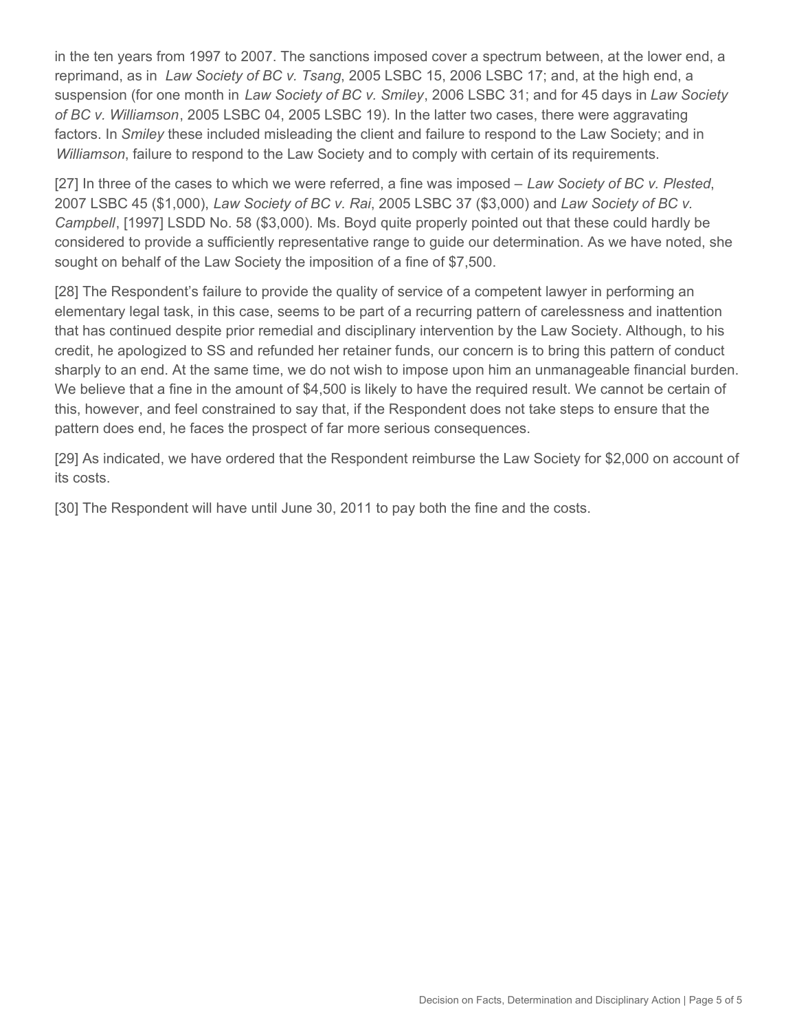in the ten years from 1997 to 2007. The sanctions imposed cover a spectrum between, at the lower end, a reprimand, as in *Law Society of BC v. Tsang*, 2005 LSBC 15, 2006 LSBC 17; and, at the high end, a suspension (for one month in *Law Society of BC v. Smiley*, 2006 LSBC 31; and for 45 days in *Law Society of BC v. Williamson*, 2005 LSBC 04, 2005 LSBC 19). In the latter two cases, there were aggravating factors. In *Smiley* these included misleading the client and failure to respond to the Law Society; and in *Williamson*, failure to respond to the Law Society and to comply with certain of its requirements.

[27] In three of the cases to which we were referred, a fine was imposed – *Law Society of BC v. Plested*, 2007 LSBC 45 ($1,000), *Law Society of BC v. Rai*, 2005 LSBC 37 ($3,000) and *Law Society of BC v. Campbell*, [1997] LSDD No. 58 ($3,000). Ms. Boyd quite properly pointed out that these could hardly be considered to provide a sufficiently representative range to guide our determination. As we have noted, she sought on behalf of the Law Society the imposition of a fine of $7,500.

[28] The Respondent's failure to provide the quality of service of a competent lawyer in performing an elementary legal task, in this case, seems to be part of a recurring pattern of carelessness and inattention that has continued despite prior remedial and disciplinary intervention by the Law Society. Although, to his credit, he apologized to SS and refunded her retainer funds, our concern is to bring this pattern of conduct sharply to an end. At the same time, we do not wish to impose upon him an unmanageable financial burden. We believe that a fine in the amount of $4,500 is likely to have the required result. We cannot be certain of this, however, and feel constrained to say that, if the Respondent does not take steps to ensure that the pattern does end, he faces the prospect of far more serious consequences.

[29] As indicated, we have ordered that the Respondent reimburse the Law Society for $2,000 on account of its costs.

[30] The Respondent will have until June 30, 2011 to pay both the fine and the costs.